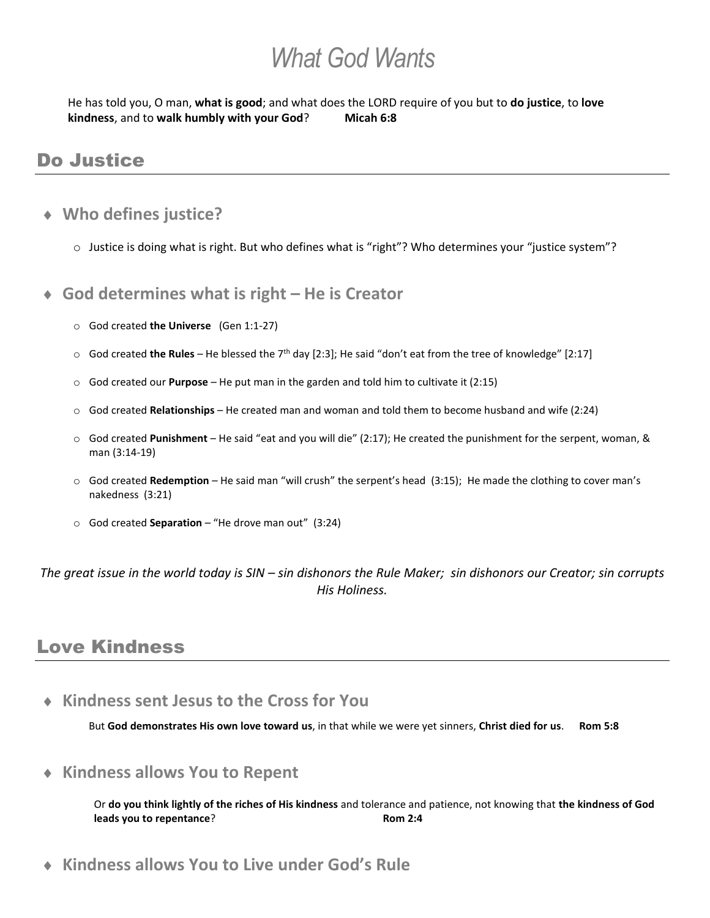# *What God Wants*

He has told you, O man, **what is good**; and what does the LORD require of you but to **do justice**, to **love kindness**, and to **walk humbly with your God**? **Micah 6:8**

## Do Justice

- ### Who defines justice?
  - Justice is doing what is right. But who defines what is "right"? Who determines your "justice system"?

- ### God determines what is right – He is Creator
  - God created **the Universe** (Gen 1:1-27)
  - God created **the Rules** – He blessed the 7th day [2:3]; He said "don't eat from the tree of knowledge" [2:17]
  - God created our **Purpose** – He put man in the garden and told him to cultivate it (2:15)
  - God created **Relationships** – He created man and woman and told them to become husband and wife (2:24)
  - God created **Punishment** – He said "eat and you will die" (2:17); He created the punishment for the serpent, woman, & man (3:14-19)
  - God created **Redemption** – He said man "will crush" the serpent's head (3:15); He made the clothing to cover man's nakedness (3:21)
  - God created **Separation** – "He drove man out" (3:24)

*The great issue in the world today is SIN – sin dishonors the Rule Maker; sin dishonors our Creator; sin corrupts His Holiness.*

## Love Kindness

- ### Kindness sent Jesus to the Cross for You

  But **God demonstrates His own love toward us**, in that while we were yet sinners, **Christ died for us**. **Rom 5:8**

- ### Kindness allows You to Repent

  Or **do you think lightly of the riches of His kindness** and tolerance and patience, not knowing that **the kindness of God leads you to repentance**? **Rom 2:4**

- ### Kindness allows You to Live under God's Rule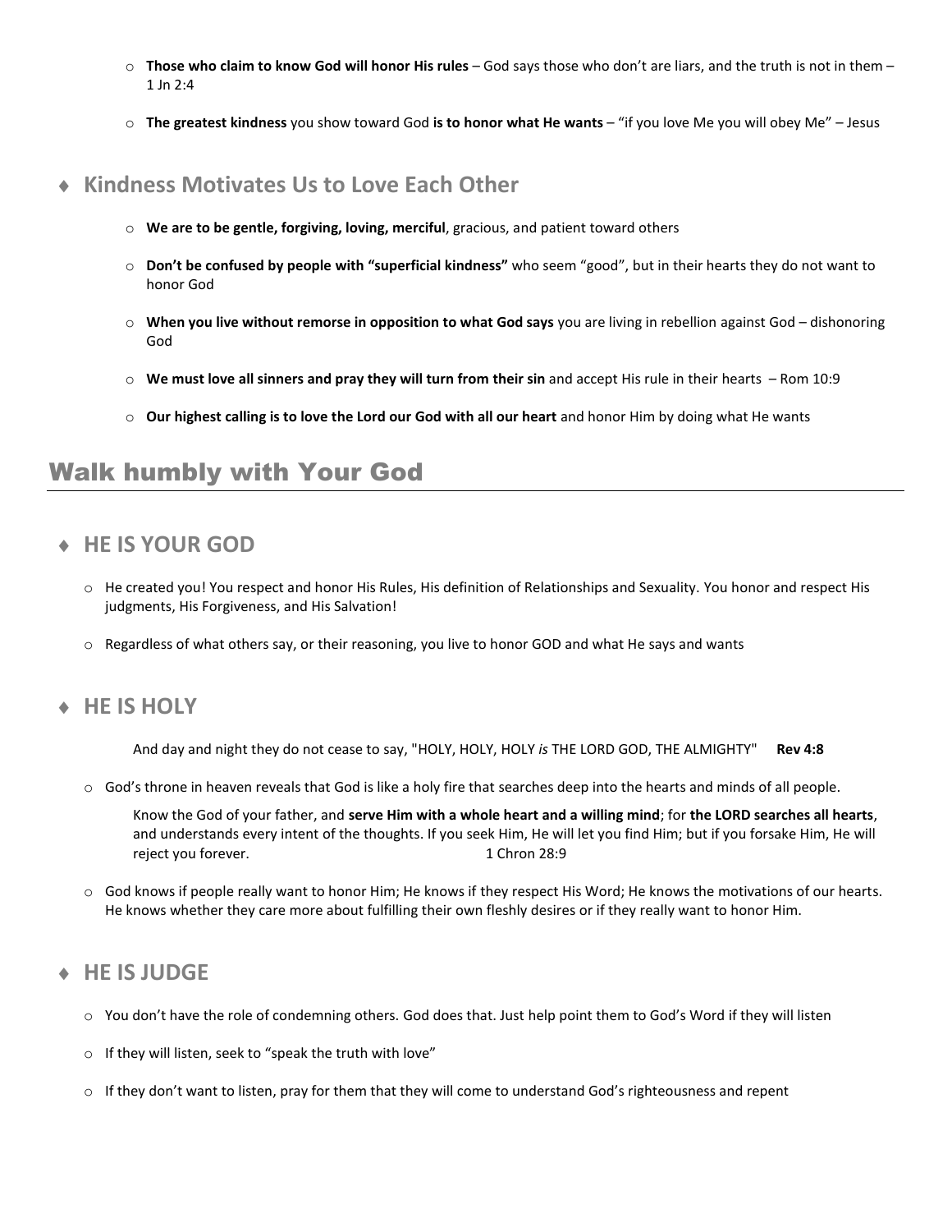- **Those who claim to know God will honor His rules** – God says those who don't are liars, and the truth is not in them – 1 Jn 2:4
- **The greatest kindness** you show toward God **is to honor what He wants** – "if you love Me you will obey Me" – Jesus

### Kindness Motivates Us to Love Each Other

- **We are to be gentle, forgiving, loving, merciful**, gracious, and patient toward others
- **Don't be confused by people with "superficial kindness"** who seem "good", but in their hearts they do not want to honor God
- **When you live without remorse in opposition to what God says** you are living in rebellion against God – dishonoring God
- **We must love all sinners and pray they will turn from their sin** and accept His rule in their hearts – Rom 10:9
- **Our highest calling is to love the Lord our God with all our heart** and honor Him by doing what He wants

## Walk humbly with Your God

### HE IS YOUR GOD

- He created you! You respect and honor His Rules, His definition of Relationships and Sexuality. You honor and respect His judgments, His Forgiveness, and His Salvation!
- Regardless of what others say, or their reasoning, you live to honor GOD and what He says and wants

### HE IS HOLY

And day and night they do not cease to say, "HOLY, HOLY, HOLY *is* THE LORD GOD, THE ALMIGHTY" **Rev 4:8**

- God's throne in heaven reveals that God is like a holy fire that searches deep into the hearts and minds of all people.

  Know the God of your father, and **serve Him with a whole heart and a willing mind**; for **the LORD searches all hearts**, and understands every intent of the thoughts. If you seek Him, He will let you find Him; but if you forsake Him, He will reject you forever. 1 Chron 28:9

- God knows if people really want to honor Him; He knows if they respect His Word; He knows the motivations of our hearts. He knows whether they care more about fulfilling their own fleshly desires or if they really want to honor Him.

### HE IS JUDGE

- You don't have the role of condemning others. God does that. Just help point them to God's Word if they will listen
- If they will listen, seek to "speak the truth with love"
- If they don't want to listen, pray for them that they will come to understand God's righteousness and repent